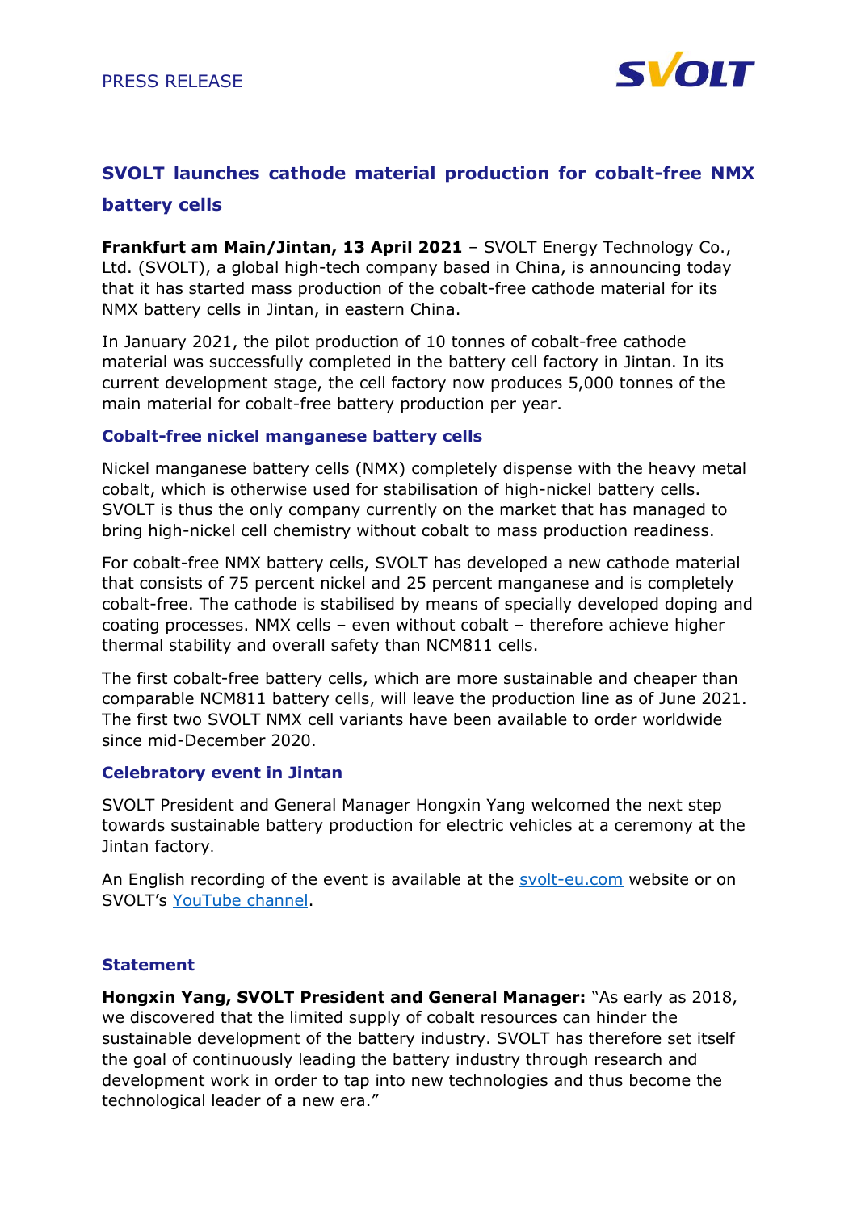PRESS RELEASE

# SVOLT launches cathode material production for cobalt-free NMX battery cells

**Frankfurt am Main/Jintan, 13 April 2021** – SVOLT Energy Technology Co., Ltd. (SVOLT), a global high-tech company based in China, is announcing today that it has started mass production of the cobalt-free cathode material for its NMX battery cells in Jintan, in eastern China.

In January 2021, the pilot production of 10 tonnes of cobalt-free cathode material was successfully completed in the battery cell factory in Jintan. In its current development stage, the cell factory now produces 5,000 tonnes of the main material for cobalt-free battery production per year.

## Cobalt-free nickel manganese battery cells

Nickel manganese battery cells (NMX) completely dispense with the heavy metal cobalt, which is otherwise used for stabilisation of high-nickel battery cells. SVOLT is thus the only company currently on the market that has managed to bring high-nickel cell chemistry without cobalt to mass production readiness.

For cobalt-free NMX battery cells, SVOLT has developed a new cathode material that consists of 75 percent nickel and 25 percent manganese and is completely cobalt-free. The cathode is stabilised by means of specially developed doping and coating processes. NMX cells – even without cobalt – therefore achieve higher thermal stability and overall safety than NCM811 cells.

The first cobalt-free battery cells, which are more sustainable and cheaper than comparable NCM811 battery cells, will leave the production line as of June 2021. The first two SVOLT NMX cell variants have been available to order worldwide since mid-December 2020.

## Celebratory event in Jintan

SVOLT President and General Manager Hongxin Yang welcomed the next step towards sustainable battery production for electric vehicles at a ceremony at the Jintan factory.

An English recording of the event is available at the [svolt-eu.com](svolt-eu.com) website or on SVOLT's [YouTube channel](YouTube channel).

## Statement

**Hongxin Yang, SVOLT President and General Manager:** "As early as 2018, we discovered that the limited supply of cobalt resources can hinder the sustainable development of the battery industry. SVOLT has therefore set itself the goal of continuously leading the battery industry through research and development work in order to tap into new technologies and thus become the technological leader of a new era."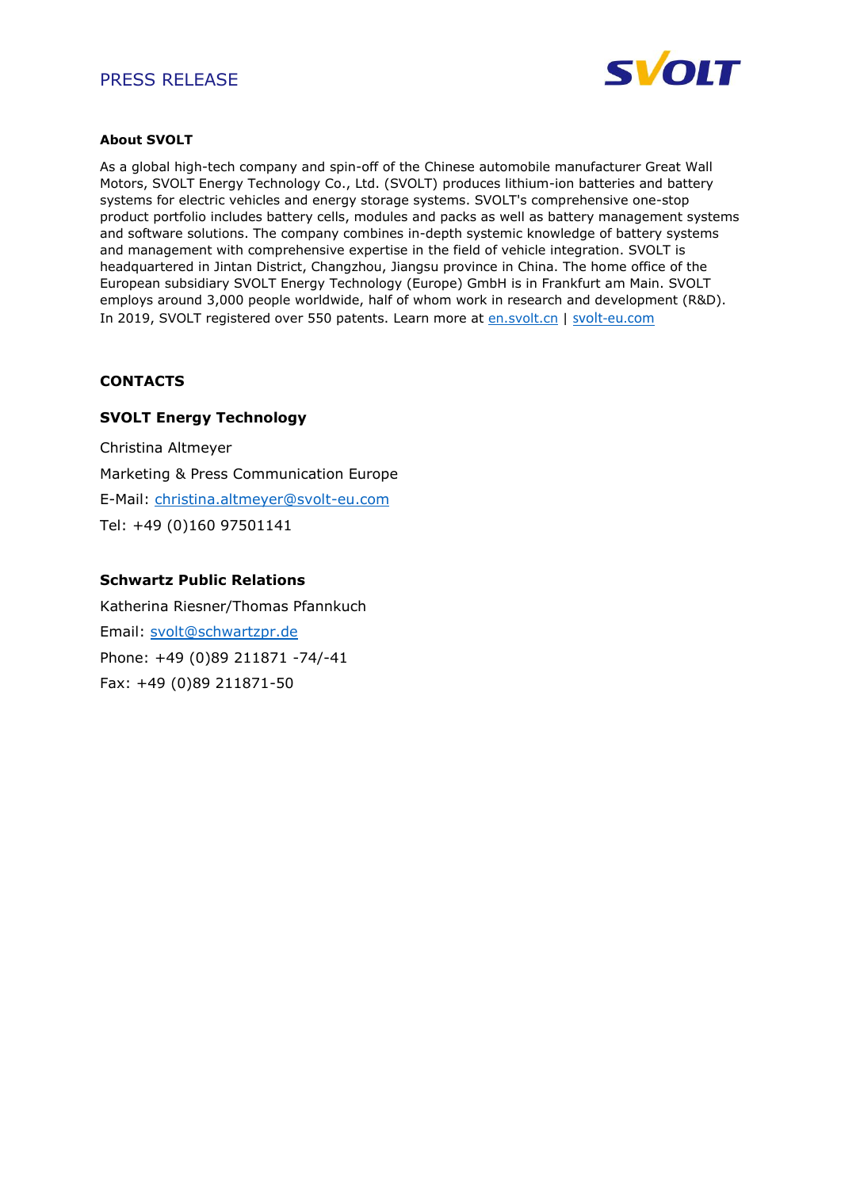### About SVOLT

As a global high-tech company and spin-off of the Chinese automobile manufacturer Great Wall Motors, SVOLT Energy Technology Co., Ltd. (SVOLT) produces lithium-ion batteries and battery systems for electric vehicles and energy storage systems. SVOLT's comprehensive one-stop product portfolio includes battery cells, modules and packs as well as battery management systems and software solutions. The company combines in-depth systemic knowledge of battery systems and management with comprehensive expertise in the field of vehicle integration. SVOLT is headquartered in Jintan District, Changzhou, Jiangsu province in China. The home office of the European subsidiary SVOLT Energy Technology (Europe) GmbH is in Frankfurt am Main. SVOLT employs around 3,000 people worldwide, half of whom work in research and development (R&D). In 2019, SVOLT registered over 550 patents. Learn more at en.svolt.cn | svolt-eu.com

## CONTACTS

### SVOLT Energy Technology

Christina Altmeyer

Marketing & Press Communication Europe

E-Mail: christina.altmeyer@svolt-eu.com

Tel: +49 (0)160 97501141

### Schwartz Public Relations

Katherina Riesner/Thomas Pfannkuch

Email: svolt@schwartzpr.de

Phone: +49 (0)89 211871 -74/-41

Fax: +49 (0)89 211871-50